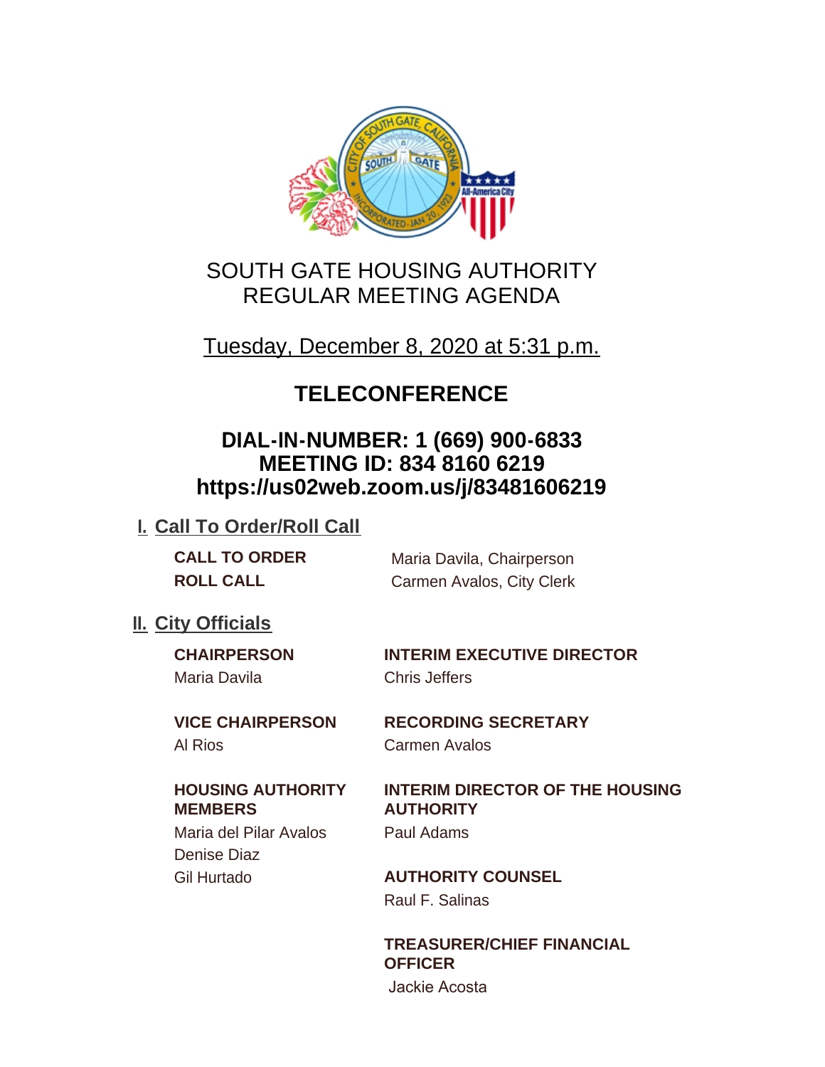# SOUTH GATE HOUSING AUTHORITY
# REGULAR MEETING AGENDA

Tuesday, December 8, 2020 at 5:31 p.m.

## TELECONFERENCE

### DIAL-IN-NUMBER: 1 (669) 900-6833
### MEETING ID: 834 8160 6219
### https://us02web.zoom.us/j/83481606219

## I. Call To Order/Roll Call

**CALL TO ORDER** Maria Davila, Chairperson

**ROLL CALL** Carmen Avalos, City Clerk

## II. City Officials

**CHAIRPERSON**
Maria Davila

**VICE CHAIRPERSON**
Al Rios

**HOUSING AUTHORITY MEMBERS**
Maria del Pilar Avalos
Denise Diaz
Gil Hurtado

**INTERIM EXECUTIVE DIRECTOR**
Chris Jeffers

**RECORDING SECRETARY**
Carmen Avalos

**INTERIM DIRECTOR OF THE HOUSING AUTHORITY**
Paul Adams

**AUTHORITY COUNSEL**
Raul F. Salinas

**TREASURER/CHIEF FINANCIAL OFFICER**
Jackie Acosta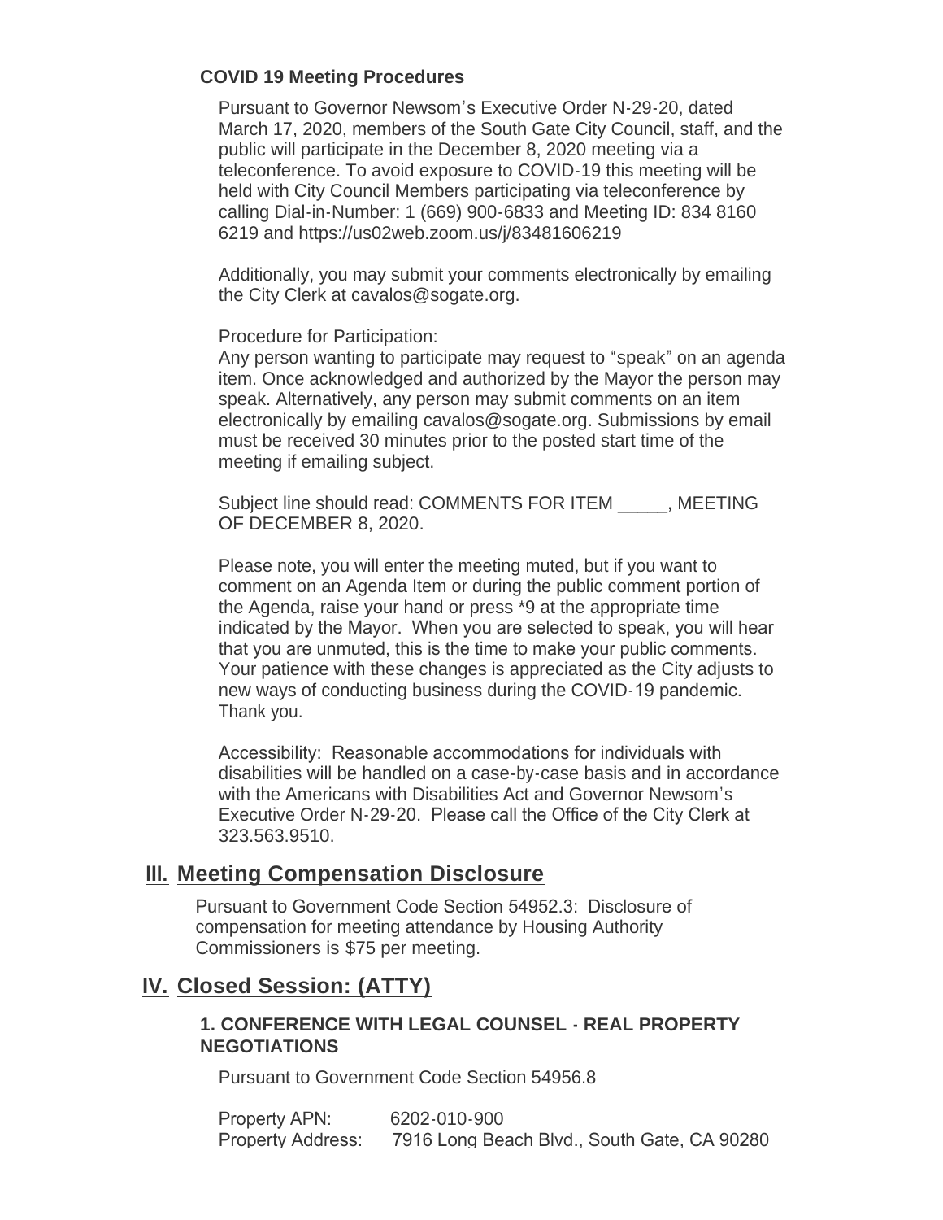**COVID 19 Meeting Procedures**

Pursuant to Governor Newsom's Executive Order N-29-20, dated March 17, 2020, members of the South Gate City Council, staff, and the public will participate in the December 8, 2020 meeting via a teleconference. To avoid exposure to COVID-19 this meeting will be held with City Council Members participating via teleconference by calling Dial-in-Number: 1 (669) 900-6833 and Meeting ID: 834 8160 6219 and https://us02web.zoom.us/j/83481606219

Additionally, you may submit your comments electronically by emailing the City Clerk at cavalos@sogate.org.

Procedure for Participation:
Any person wanting to participate may request to "speak" on an agenda item. Once acknowledged and authorized by the Mayor the person may speak. Alternatively, any person may submit comments on an item electronically by emailing cavalos@sogate.org. Submissions by email must be received 30 minutes prior to the posted start time of the meeting if emailing subject.

Subject line should read: COMMENTS FOR ITEM _____, MEETING OF DECEMBER 8, 2020.

Please note, you will enter the meeting muted, but if you want to comment on an Agenda Item or during the public comment portion of the Agenda, raise your hand or press *9 at the appropriate time indicated by the Mayor. When you are selected to speak, you will hear that you are unmuted, this is the time to make your public comments. Your patience with these changes is appreciated as the City adjusts to new ways of conducting business during the COVID-19 pandemic. Thank you.

Accessibility: Reasonable accommodations for individuals with disabilities will be handled on a case-by-case basis and in accordance with the Americans with Disabilities Act and Governor Newsom's Executive Order N-29-20. Please call the Office of the City Clerk at 323.563.9510.

## III. Meeting Compensation Disclosure

Pursuant to Government Code Section 54952.3: Disclosure of compensation for meeting attendance by Housing Authority Commissioners is $75 per meeting.

## IV. Closed Session: (ATTY)

**1. CONFERENCE WITH LEGAL COUNSEL - REAL PROPERTY NEGOTIATIONS**

Pursuant to Government Code Section 54956.8

Property APN: 6202-010-900
Property Address: 7916 Long Beach Blvd., South Gate, CA 90280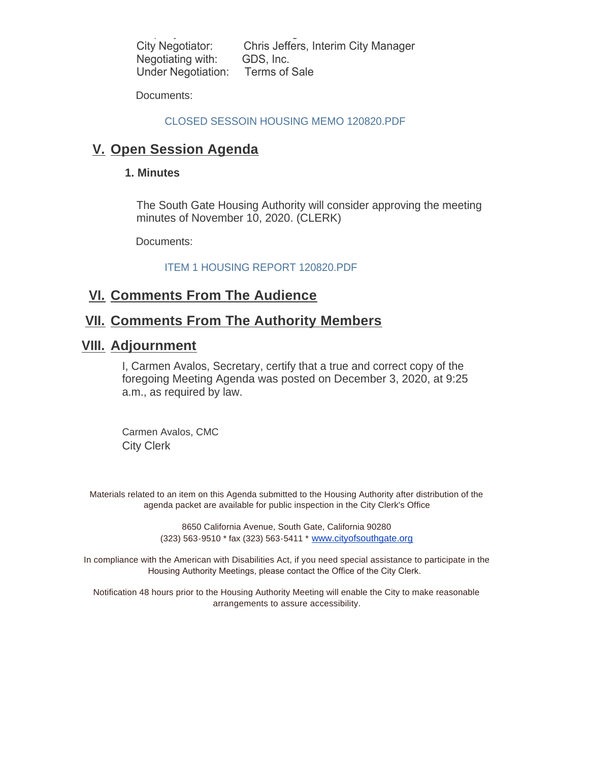City Negotiator: Chris Jeffers, Interim City Manager
Negotiating with: GDS, Inc.
Under Negotiation: Terms of Sale

Documents:

CLOSED SESSOIN HOUSING MEMO 120820.PDF

## V. Open Session Agenda

### 1. Minutes

The South Gate Housing Authority will consider approving the meeting minutes of November 10, 2020. (CLERK)

Documents:

ITEM 1 HOUSING REPORT 120820.PDF

## VI. Comments From The Audience

## VII. Comments From The Authority Members

## VIII. Adjournment

I, Carmen Avalos, Secretary, certify that a true and correct copy of the foregoing Meeting Agenda was posted on December 3, 2020, at 9:25 a.m., as required by law.

Carmen Avalos, CMC
City Clerk

Materials related to an item on this Agenda submitted to the Housing Authority after distribution of the agenda packet are available for public inspection in the City Clerk's Office

8650 California Avenue, South Gate, California 90280
(323) 563-9510 * fax (323) 563-5411 * www.cityofsouthgate.org

In compliance with the American with Disabilities Act, if you need special assistance to participate in the Housing Authority Meetings, please contact the Office of the City Clerk.

Notification 48 hours prior to the Housing Authority Meeting will enable the City to make reasonable arrangements to assure accessibility.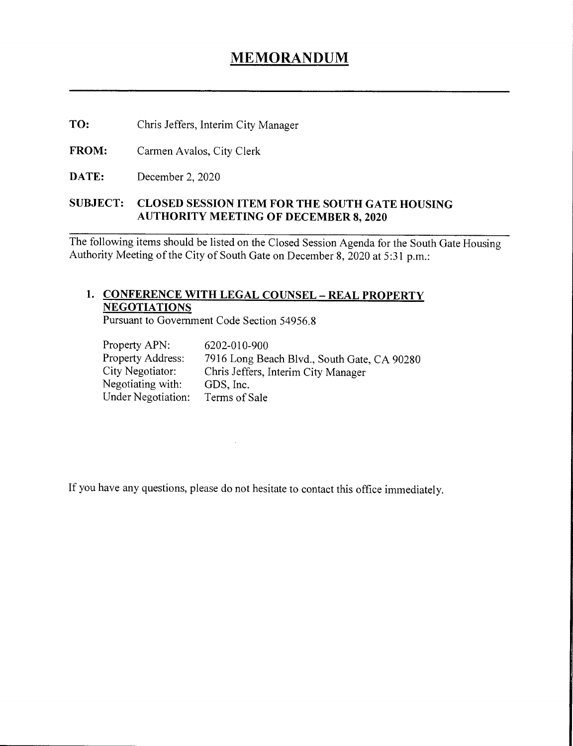# MEMORANDUM

**TO:** Chris Jeffers, Interim City Manager

**FROM:** Carmen Avalos, City Clerk

**DATE:** December 2, 2020

**SUBJECT: CLOSED SESSION ITEM FOR THE SOUTH GATE HOUSING AUTHORITY MEETING OF DECEMBER 8, 2020**

The following items should be listed on the Closed Session Agenda for the South Gate Housing Authority Meeting of the City of South Gate on December 8, 2020 at 5:31 p.m.:

1. **CONFERENCE WITH LEGAL COUNSEL – REAL PROPERTY NEGOTIATIONS**
   Pursuant to Government Code Section 54956.8

   Property APN: 6202-010-900
   Property Address: 7916 Long Beach Blvd., South Gate, CA 90280
   City Negotiator: Chris Jeffers, Interim City Manager
   Negotiating with: GDS, Inc.
   Under Negotiation: Terms of Sale

If you have any questions, please do not hesitate to contact this office immediately.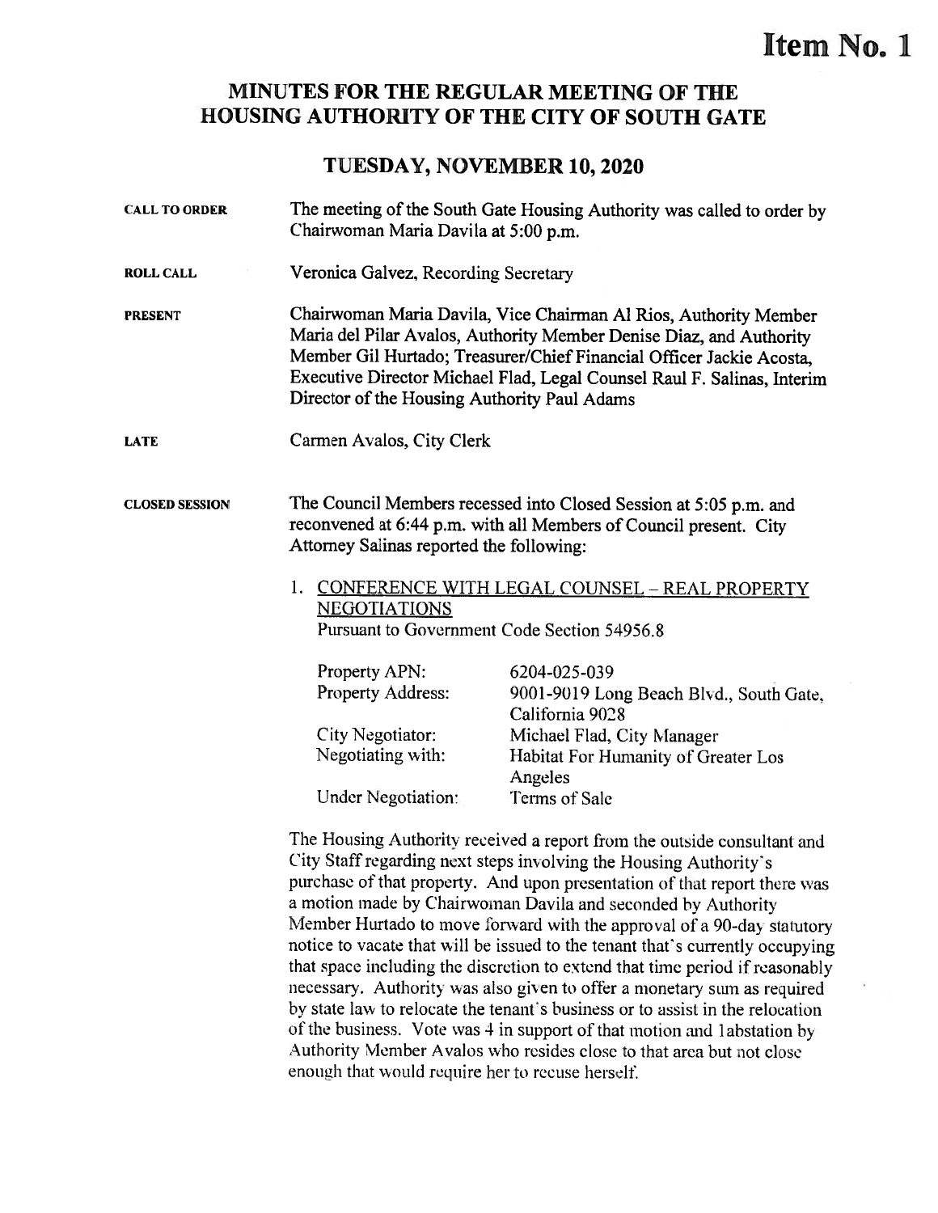# Item No. 1

## MINUTES FOR THE REGULAR MEETING OF THE HOUSING AUTHORITY OF THE CITY OF SOUTH GATE

### TUESDAY, NOVEMBER 10, 2020

**CALL TO ORDER** The meeting of the South Gate Housing Authority was called to order by Chairwoman Maria Davila at 5:00 p.m.

**ROLL CALL** Veronica Galvez, Recording Secretary

**PRESENT** Chairwoman Maria Davila, Vice Chairman Al Rios, Authority Member Maria del Pilar Avalos, Authority Member Denise Diaz, and Authority Member Gil Hurtado; Treasurer/Chief Financial Officer Jackie Acosta, Executive Director Michael Flad, Legal Counsel Raul F. Salinas, Interim Director of the Housing Authority Paul Adams

**LATE** Carmen Avalos, City Clerk

**CLOSED SESSION** The Council Members recessed into Closed Session at 5:05 p.m. and reconvened at 6:44 p.m. with all Members of Council present. City Attorney Salinas reported the following:

1. <u>CONFERENCE WITH LEGAL COUNSEL – REAL PROPERTY NEGOTIATIONS</u>
   Pursuant to Government Code Section 54956.8

| | |
|---|---|
| Property APN: | 6204-025-039 |
| Property Address: | 9001-9019 Long Beach Blvd., South Gate, California 9028 |
| City Negotiator: | Michael Flad, City Manager |
| Negotiating with: | Habitat For Humanity of Greater Los Angeles |
| Under Negotiation: | Terms of Sale |

The Housing Authority received a report from the outside consultant and City Staff regarding next steps involving the Housing Authority's purchase of that property. And upon presentation of that report there was a motion made by Chairwoman Davila and seconded by Authority Member Hurtado to move forward with the approval of a 90-day statutory notice to vacate that will be issued to the tenant that's currently occupying that space including the discretion to extend that time period if reasonably necessary. Authority was also given to offer a monetary sum as required by state law to relocate the tenant's business or to assist in the relocation of the business. Vote was 4 in support of that motion and 1abstation by Authority Member Avalos who resides close to that area but not close enough that would require her to recuse herself.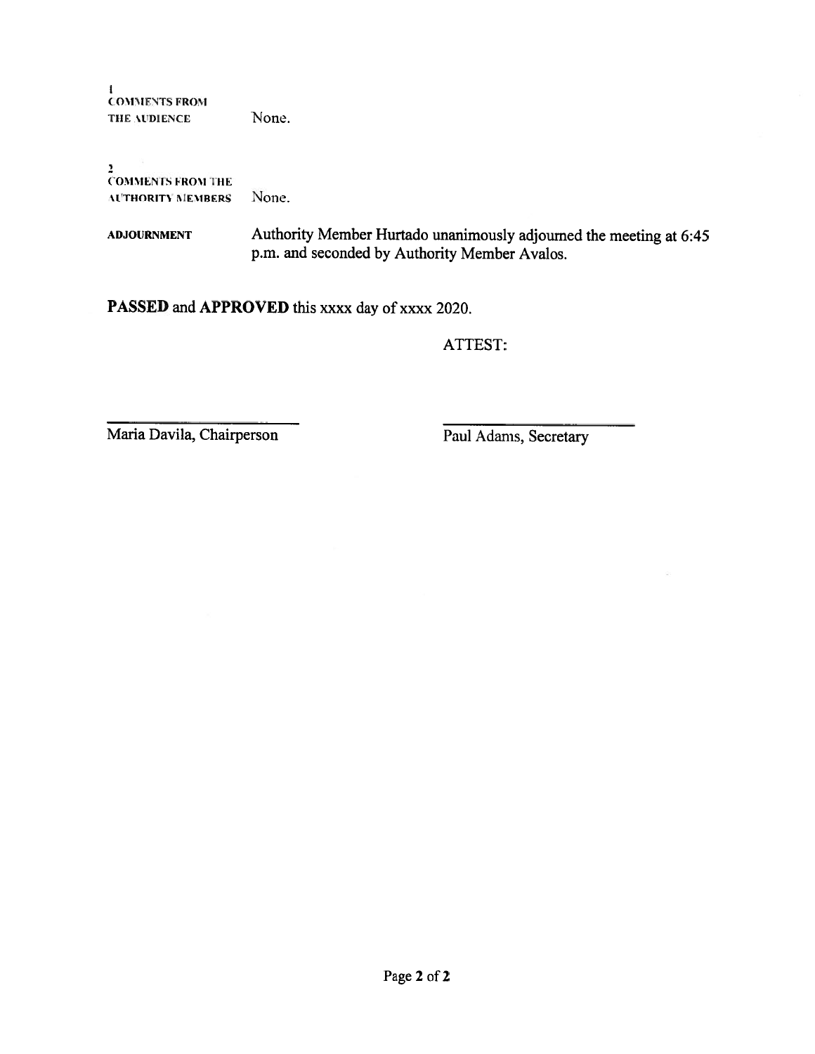**COMMENTS FROM THE AUDIENCE** None.

**COMMENTS FROM THE AUTHORITY MEMBERS** None.

**ADJOURNMENT** Authority Member Hurtado unanimously adjourned the meeting at 6:45 p.m. and seconded by Authority Member Avalos.

**PASSED** and **APPROVED** this xxxx day of xxxx 2020.

ATTEST:

Maria Davila, Chairperson

Paul Adams, Secretary